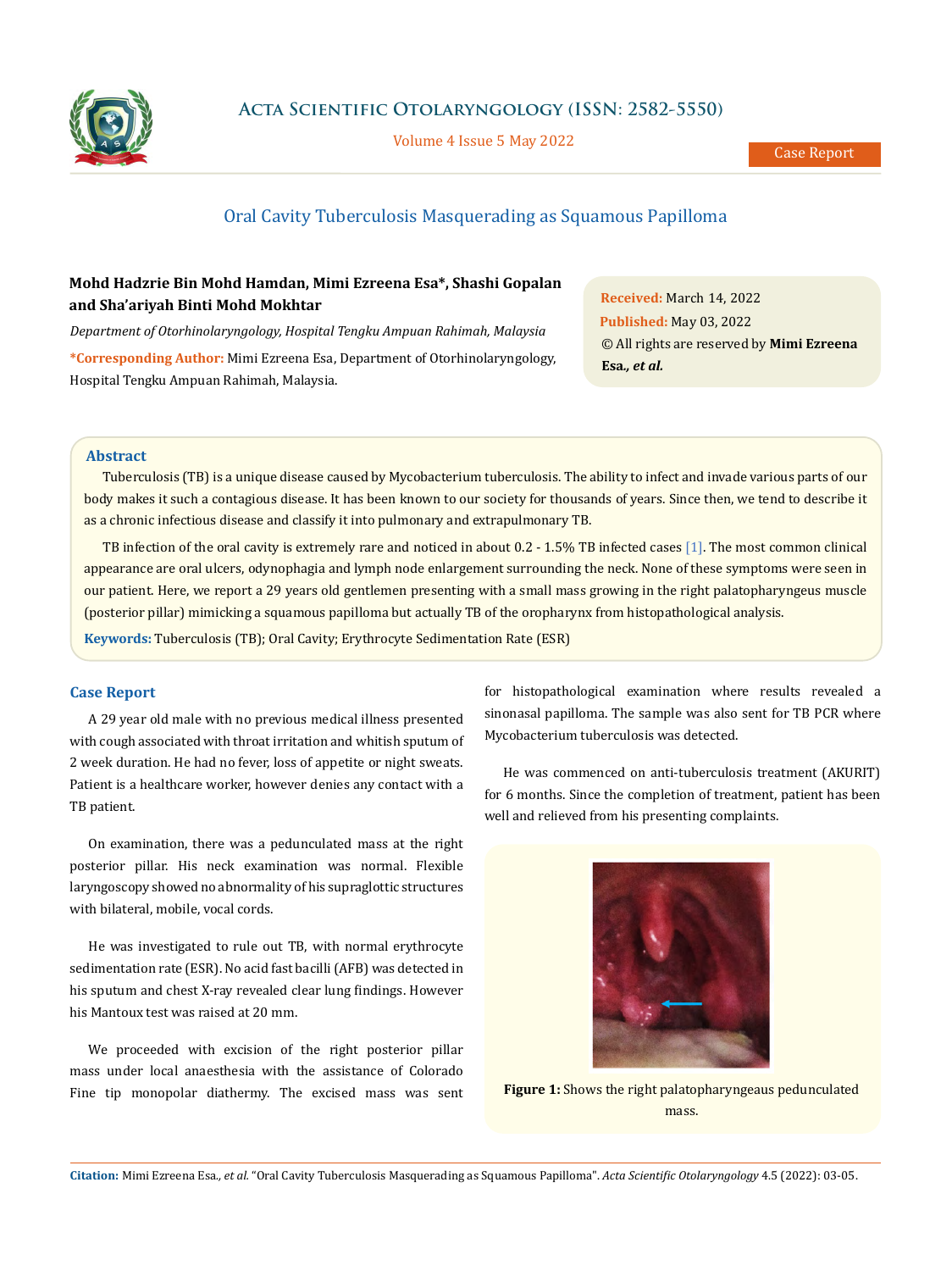# Oral Cavity Tuberculosis Masquerading as Squamous Papilloma

**Mohd Hadzrie Bin Mohd Hamdan, Mimi Ezreena Esa*, Shashi Gopalan and Sha'ariyah Binti Mohd Mokhtar**

*Department of Otorhinolaryngology, Hospital Tengku Ampuan Rahimah, Malaysia*

**\*Corresponding Author:** Mimi Ezreena Esa, Department of Otorhinolaryngology, Hospital Tengku Ampuan Rahimah, Malaysia.

**Received:** March 14, 2022
**Published:** May 03, 2022
© All rights are reserved by **Mimi Ezreena Esa., *et al.***

## Abstract

Tuberculosis (TB) is a unique disease caused by Mycobacterium tuberculosis. The ability to infect and invade various parts of our body makes it such a contagious disease. It has been known to our society for thousands of years. Since then, we tend to describe it as a chronic infectious disease and classify it into pulmonary and extrapulmonary TB.

TB infection of the oral cavity is extremely rare and noticed in about 0.2 - 1.5% TB infected cases [1]. The most common clinical appearance are oral ulcers, odynophagia and lymph node enlargement surrounding the neck. None of these symptoms were seen in our patient. Here, we report a 29 years old gentlemen presenting with a small mass growing in the right palatopharyngeus muscle (posterior pillar) mimicking a squamous papilloma but actually TB of the oropharynx from histopathological analysis.

**Keywords:** Tuberculosis (TB); Oral Cavity; Erythrocyte Sedimentation Rate (ESR)

## Case Report

A 29 year old male with no previous medical illness presented with cough associated with throat irritation and whitish sputum of 2 week duration. He had no fever, loss of appetite or night sweats. Patient is a healthcare worker, however denies any contact with a TB patient.

On examination, there was a pedunculated mass at the right posterior pillar. His neck examination was normal. Flexible laryngoscopy showed no abnormality of his supraglottic structures with bilateral, mobile, vocal cords.

He was investigated to rule out TB, with normal erythrocyte sedimentation rate (ESR). No acid fast bacilli (AFB) was detected in his sputum and chest X-ray revealed clear lung findings. However his Mantoux test was raised at 20 mm.

We proceeded with excision of the right posterior pillar mass under local anaesthesia with the assistance of Colorado Fine tip monopolar diathermy. The excised mass was sent for histopathological examination where results revealed a sinonasal papilloma. The sample was also sent for TB PCR where Mycobacterium tuberculosis was detected.

He was commenced on anti-tuberculosis treatment (AKURIT) for 6 months. Since the completion of treatment, patient has been well and relieved from his presenting complaints.

**Figure 1:** Shows the right palatopharygeaus pedunculated mass.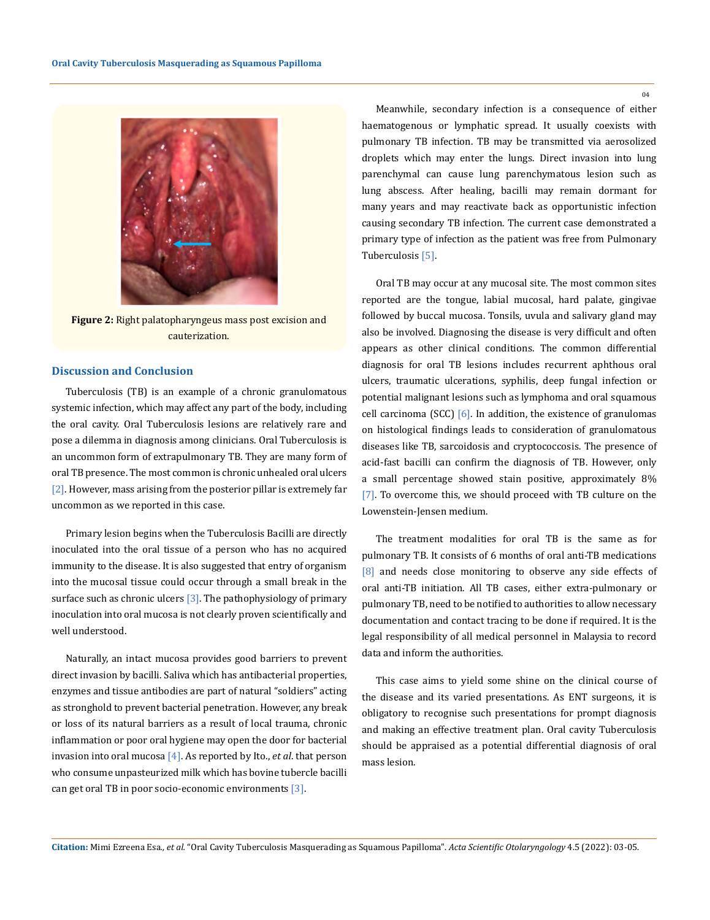Figure 2: Right palatopharyngeus mass post excision and cauterization.

## Discussion and Conclusion

Tuberculosis (TB) is an example of a chronic granulomatous systemic infection, which may affect any part of the body, including the oral cavity. Oral Tuberculosis lesions are relatively rare and pose a dilemma in diagnosis among clinicians. Oral Tuberculosis is an uncommon form of extrapulmonary TB. They are many form of oral TB presence. The most common is chronic unhealed oral ulcers [2]. However, mass arising from the posterior pillar is extremely far uncommon as we reported in this case.

Primary lesion begins when the Tuberculosis Bacilli are directly inoculated into the oral tissue of a person who has no acquired immunity to the disease. It is also suggested that entry of organism into the mucosal tissue could occur through a small break in the surface such as chronic ulcers [3]. The pathophysiology of primary inoculation into oral mucosa is not clearly proven scientifically and well understood.

Naturally, an intact mucosa provides good barriers to prevent direct invasion by bacilli. Saliva which has antibacterial properties, enzymes and tissue antibodies are part of natural "soldiers" acting as stronghold to prevent bacterial penetration. However, any break or loss of its natural barriers as a result of local trauma, chronic inflammation or poor oral hygiene may open the door for bacterial invasion into oral mucosa [4]. As reported by Ito., *et al*. that person who consume unpasteurized milk which has bovine tubercle bacilli can get oral TB in poor socio-economic environments [3].

Meanwhile, secondary infection is a consequence of either haematogenous or lymphatic spread. It usually coexists with pulmonary TB infection. TB may be transmitted via aerosolized droplets which may enter the lungs. Direct invasion into lung parenchymal can cause lung parenchymatous lesion such as lung abscess. After healing, bacilli may remain dormant for many years and may reactivate back as opportunistic infection causing secondary TB infection. The current case demonstrated a primary type of infection as the patient was free from Pulmonary Tuberculosis [5].

Oral TB may occur at any mucosal site. The most common sites reported are the tongue, labial mucosal, hard palate, gingivae followed by buccal mucosa. Tonsils, uvula and salivary gland may also be involved. Diagnosing the disease is very difficult and often appears as other clinical conditions. The common differential diagnosis for oral TB lesions includes recurrent aphthous oral ulcers, traumatic ulcerations, syphilis, deep fungal infection or potential malignant lesions such as lymphoma and oral squamous cell carcinoma (SCC) [6]. In addition, the existence of granulomas on histological findings leads to consideration of granulomatous diseases like TB, sarcoidosis and cryptococcosis. The presence of acid-fast bacilli can confirm the diagnosis of TB. However, only a small percentage showed stain positive, approximately 8% [7]. To overcome this, we should proceed with TB culture on the Lowenstein-Jensen medium.

The treatment modalities for oral TB is the same as for pulmonary TB. It consists of 6 months of oral anti-TB medications [8] and needs close monitoring to observe any side effects of oral anti-TB initiation. All TB cases, either extra-pulmonary or pulmonary TB, need to be notified to authorities to allow necessary documentation and contact tracing to be done if required. It is the legal responsibility of all medical personnel in Malaysia to record data and inform the authorities.

This case aims to yield some shine on the clinical course of the disease and its varied presentations. As ENT surgeons, it is obligatory to recognise such presentations for prompt diagnosis and making an effective treatment plan. Oral cavity Tuberculosis should be appraised as a potential differential diagnosis of oral mass lesion.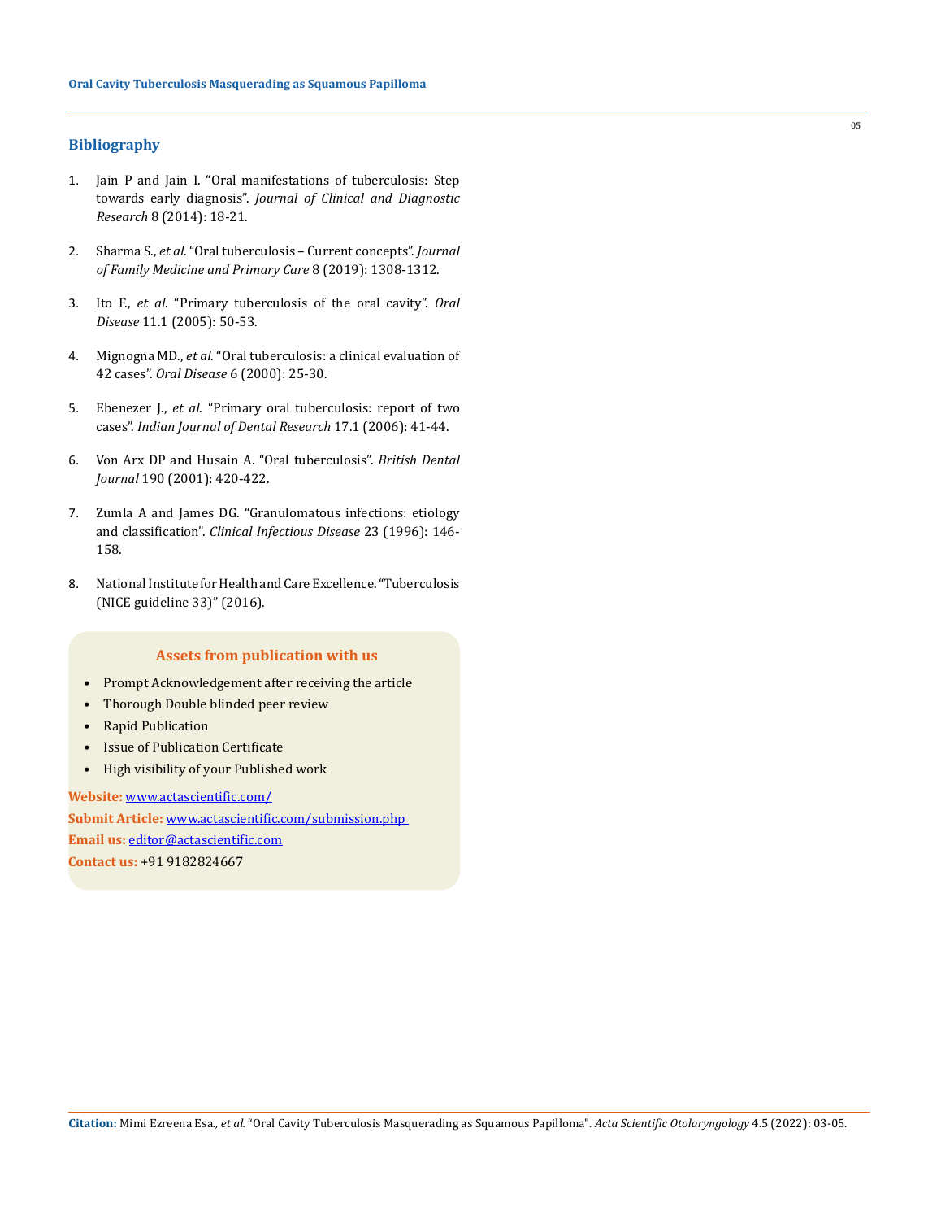## Bibliography

1. Jain P and Jain I. "Oral manifestations of tuberculosis: Step towards early diagnosis". *Journal of Clinical and Diagnostic Research* 8 (2014): 18-21.

2. Sharma S., *et al*. "Oral tuberculosis – Current concepts". *Journal of Family Medicine and Primary Care* 8 (2019): 1308-1312.

3. Ito F., *et al*. "Primary tuberculosis of the oral cavity". *Oral Disease* 11.1 (2005): 50-53.

4. Mignogna MD., *et al*. "Oral tuberculosis: a clinical evaluation of 42 cases". *Oral Disease* 6 (2000): 25-30.

5. Ebenezer J., *et al*. "Primary oral tuberculosis: report of two cases". *Indian Journal of Dental Research* 17.1 (2006): 41-44.

6. Von Arx DP and Husain A. "Oral tuberculosis". *British Dental Journal* 190 (2001): 420-422.

7. Zumla A and James DG. "Granulomatous infections: etiology and classification". *Clinical Infectious Disease* 23 (1996): 146-158.

8. National Institute for Health and Care Excellence. "Tuberculosis (NICE guideline 33)" (2016).

**Assets from publication with us**

- Prompt Acknowledgement after receiving the article
- Thorough Double blinded peer review
- Rapid Publication
- Issue of Publication Certificate
- High visibility of your Published work

**Website:** www.actascientific.com/

**Submit Article:** www.actascientific.com/submission.php

**Email us:** editor@actascientific.com

**Contact us:** +91 9182824667